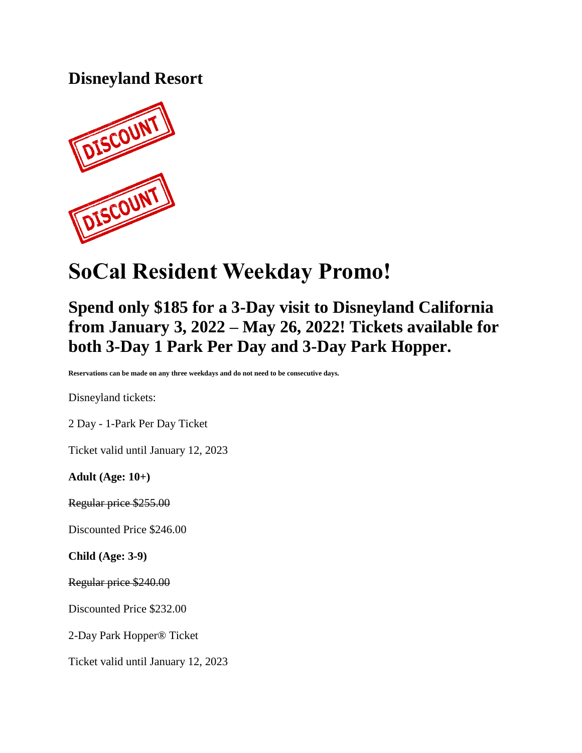## Disneyland Resort

# SoCal Resident Weekday Promo!

## Spend only $185 for a 3-Day visit to Disneyland California from January 3, 2022 – May 26, 2022! Tickets available for both 3-Day 1 Park Per Day and 3-Day Park Hopper.

**Reservations can be made on any three weekdays and do not need to be consecutive days.**

Disneyland tickets:

2 Day - 1-Park Per Day Ticket

Ticket valid until January 12, 2023

**Adult (Age: 10+)**

~~Regular price $255.00~~

Discounted Price $246.00

**Child (Age: 3-9)**

~~Regular price $240.00~~

Discounted Price $232.00

2-Day Park Hopper® Ticket

Ticket valid until January 12, 2023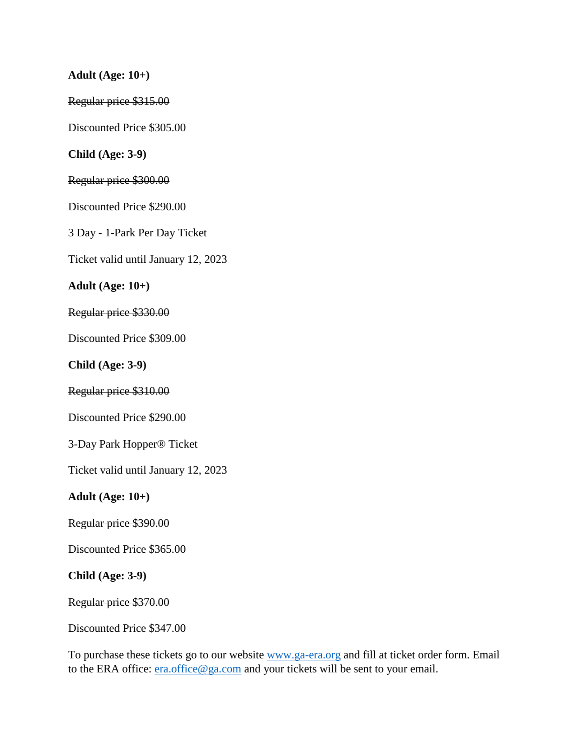**Adult (Age: 10+)**

~~Regular price $315.00~~

Discounted Price $305.00

**Child (Age: 3-9)**

~~Regular price $300.00~~

Discounted Price $290.00

3 Day - 1-Park Per Day Ticket

Ticket valid until January 12, 2023

**Adult (Age: 10+)**

~~Regular price $330.00~~

Discounted Price $309.00

**Child (Age: 3-9)**

~~Regular price $310.00~~

Discounted Price $290.00

3-Day Park Hopper® Ticket

Ticket valid until January 12, 2023

**Adult (Age: 10+)**

~~Regular price $390.00~~

Discounted Price $365.00

**Child (Age: 3-9)**

~~Regular price $370.00~~

Discounted Price $347.00

To purchase these tickets go to our website [www.ga-era.org](http://www.ga-era.org) and fill at ticket order form. Email to the ERA office: [era.office@ga.com](mailto:era.office@ga.com) and your tickets will be sent to your email.